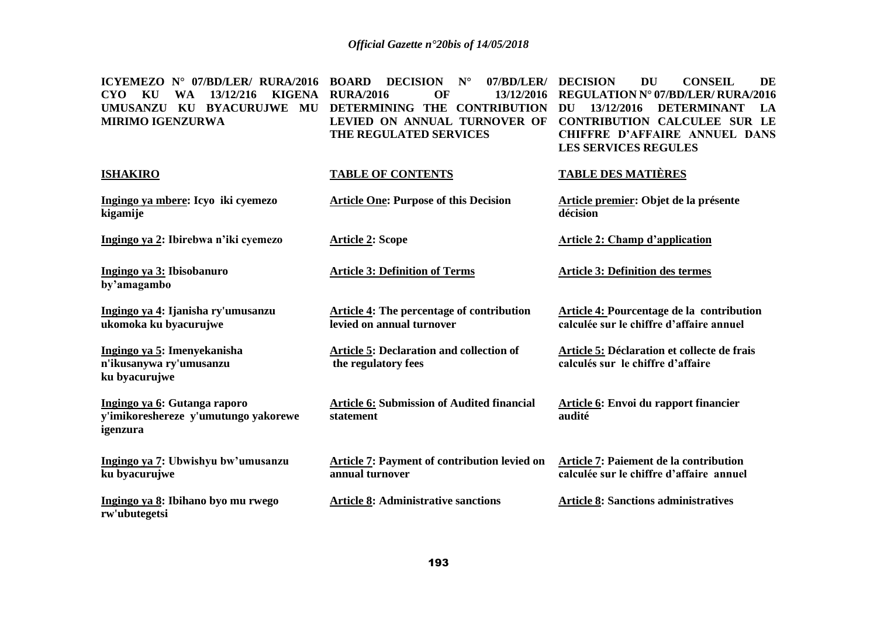**ICYEMEZO N° 07/BD/LER/ RURA/2016 CYO KU WA 13/12/216 KIGENA UMUSANZU KU BYACURUJWE MU MIRIMO IGENZURWA**

**ISHAKIRO**

**Ingingo ya mbere: Icyo iki cyemezo kigamije**

**Ingingo ya 2: Ibirebwa n'iki cyemezo**

**Ingingo ya 3: Ibisobanuro by'amagambo**

**Ingingo ya 4: Ijanisha ry'umusanzu ukomoka ku byacurujwe**

**Ingingo ya 5: Imenyekanisha n'ikusanywa ry'umusanzu ku byacurujwe**

**Ingingo ya 6: Gutanga raporo y'imikoreshereze y'umutungo yakorewe igenzura**

**Ingingo ya 7: Ubwishyu bw'umusanzu ku byacurujwe**

**Ingingo ya 8: Ibihano byo mu rwego rw'ubutegetsi**

**BOARD DECISION N° 07/BD/LER/ RURA/2016 OF 13/12/2016 DETERMINING THE CONTRIBUTION LEVIED ON ANNUAL TURNOVER OF THE REGULATED SERVICES**

**TABLE OF CONTENTS**

**Article One: Purpose of this Decision**

**Article 2: Scope**

**Article 3: Definition of Terms**

**Article 4: The percentage of contribution levied on annual turnover**

**Article 5: Declaration and collection of the regulatory fees**

**Article 6: Submission of Audited financial statement**

**Article 7: Payment of contribution levied on annual turnover**

**Article 8: Administrative sanctions**

**DECISION DU CONSEIL DE REGULATION N° 07/BD/LER/ RURA/2016 DU 13/12/2016 DETERMINANT LA CONTRIBUTION CALCULEE SUR LE CHIFFRE D'AFFAIRE ANNUEL DANS LES SERVICES REGULES**

**TABLE DES MATIÈRES**

**Article premier: Objet de la présente décision**

**Article 2: Champ d'application**

**Article 3: Definition des termes**

**Article 4: Pourcentage de la contribution calculée sur le chiffre d'affaire annuel**

**Article 5: Déclaration et collecte de frais calculés sur le chiffre d'affaire**

**Article 6: Envoi du rapport financier audité**

**Article 7: Paiement de la contribution calculée sur le chiffre d'affaire annuel**

**Article 8: Sanctions administratives**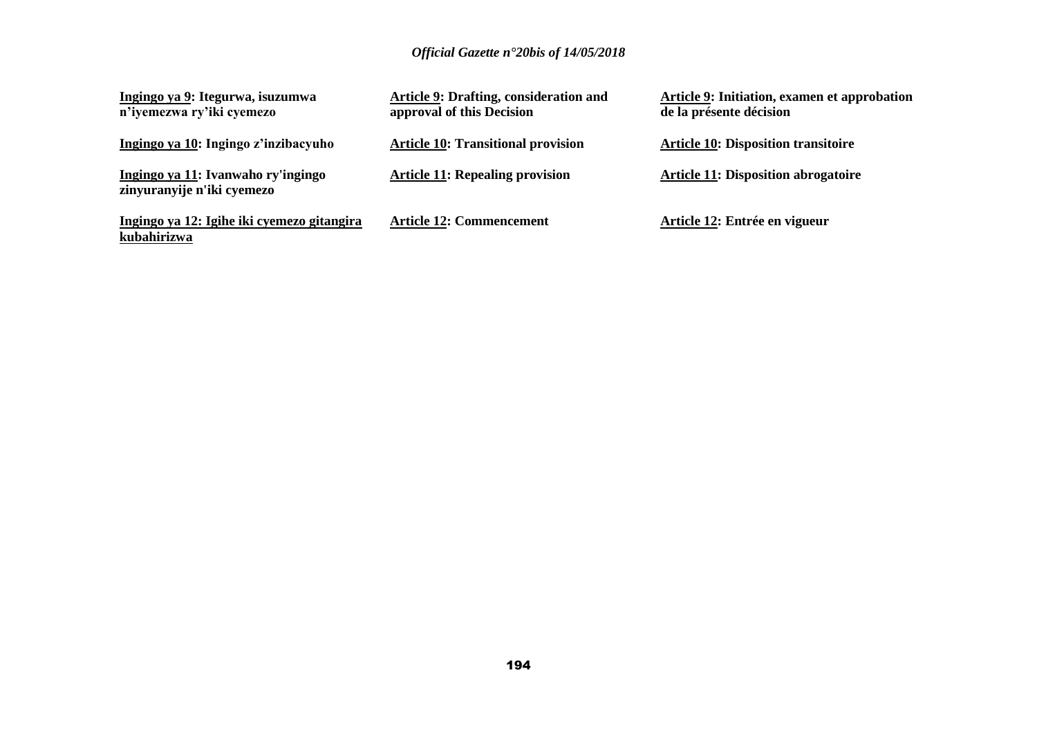**<u>Ingingo ya 9</u>: Itegurwa, isuzumwa n'iyemezwa ry'iki cyemezo**

**<u>Ingingo ya 10</u>: Ingingo z'inzibacyuho**

**<u>Ingingo ya 11</u>: Ivanwaho ry'ingingo zinyuranyije n'iki cyemezo**

**<u>Ingingo ya 12: Igihe iki cyemezo gitangira kubahirizwa</u>**

**<u>Article 9</u>: Drafting, consideration and approval of this Decision**

**<u>Article 10</u>: Transitional provision**

**<u>Article 11</u>: Repealing provision**

**<u>Article 12</u>: Commencement**

**<u>Article 9</u>: Initiation, examen et approbation de la présente décision**

**<u>Article 10</u>: Disposition transitoire**

**<u>Article 11</u>: Disposition abrogatoire**

**<u>Article 12</u>: Entrée en vigueur**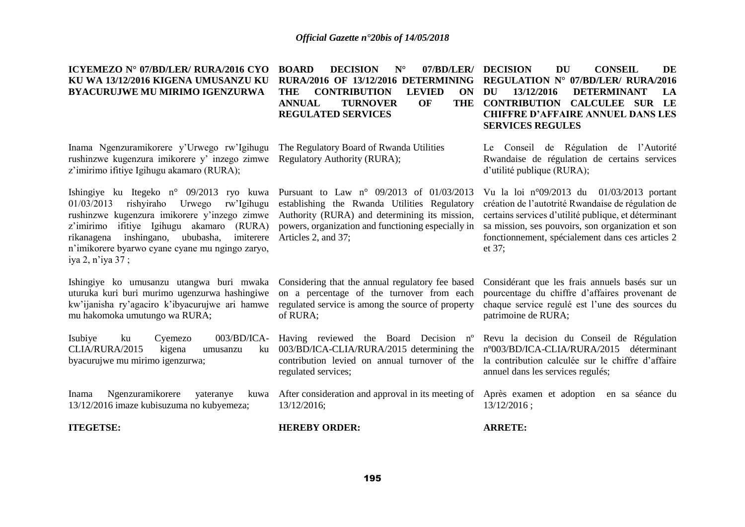**ICYEMEZO N° 07/BD/LER/ RURA/2016 CYO KU WA 13/12/2016 KIGENA UMUSANZU KU BYACURUJWE MU MIRIMO IGENZURWA**

Inama Ngenzuramikorere y'Urwego rw'Igihugu rushinzwe kugenzura imikorere y' inzego zimwe z'imirimo ifitiye Igihugu akamaro (RURA);

Ishingiye ku Itegeko n° 09/2013 ryo kuwa 01/03/2013 rishyiraho Urwego rw'Igihugu rushinzwe kugenzura imikorere y'inzego zimwe z'imirimo ifitiye Igihugu akamaro (RURA) rikanagena inshingano, ububasha, imiterere n'imikorere byarwo cyane cyane mu ngingo zaryo, iya 2, n'iya 37 ;

Ishingiye ko umusanzu utangwa buri mwaka uturuka kuri buri murimo ugenzurwa hashingiwe kw'ijanisha ry'agaciro k'ibyacurujwe ari hamwe mu hakomoka umutungo wa RURA;

Isubiye ku Cyemezo 003/BD/ICA-CLIA/RURA/2015 kigena umusanzu ku byacurujwe mu mirimo igenzurwa;

Inama Ngenzuramikorere yateranye kuwa 13/12/2016 imaze kubisuzuma no kubyemeza;

**ITEGETSE:**

**BOARD DECISION N° 07/BD/LER/ RURA/2016 OF 13/12/2016 DETERMINING THE CONTRIBUTION LEVIED ON ANNUAL TURNOVER OF THE REGULATED SERVICES**

The Regulatory Board of Rwanda Utilities Regulatory Authority (RURA);

Pursuant to Law n° 09/2013 of 01/03/2013 establishing the Rwanda Utilities Regulatory Authority (RURA) and determining its mission, powers, organization and functioning especially in Articles 2, and 37;

Considering that the annual regulatory fee based on a percentage of the turnover from each regulated service is among the source of property of RURA;

Having reviewed the Board Decision nº 003/BD/ICA-CLIA/RURA/2015 determining the contribution levied on annual turnover of the regulated services;

After consideration and approval in its meeting of 13/12/2016;

**HEREBY ORDER:**

**DECISION DU CONSEIL DE REGULATION N° 07/BD/LER/ RURA/2016 DU 13/12/2016 DETERMINANT LA CONTRIBUTION CALCULEE SUR LE CHIFFRE D'AFFAIRE ANNUEL DANS LES SERVICES REGULES**

Le Conseil de Régulation de l'Autorité Rwandaise de régulation de certains services d'utilité publique (RURA);

Vu la loi n°09/2013 du 01/03/2013 portant création de l'autotrité Rwandaise de régulation de certains services d'utilité publique, et déterminant sa mission, ses pouvoirs, son organization et son fonctionnement, spécialement dans ces articles 2 et 37;

Considérant que les frais annuels basés sur un pourcentage du chiffre d'affaires provenant de chaque service regulé est l'une des sources du patrimoine de RURA;

Revu la decision du Conseil de Régulation nº003/BD/ICA-CLIA/RURA/2015 déterminant la contribution calculée sur le chiffre d'affaire annuel dans les services regulés;

Après examen et adoption en sa séance du 13/12/2016 ;

**ARRETE:**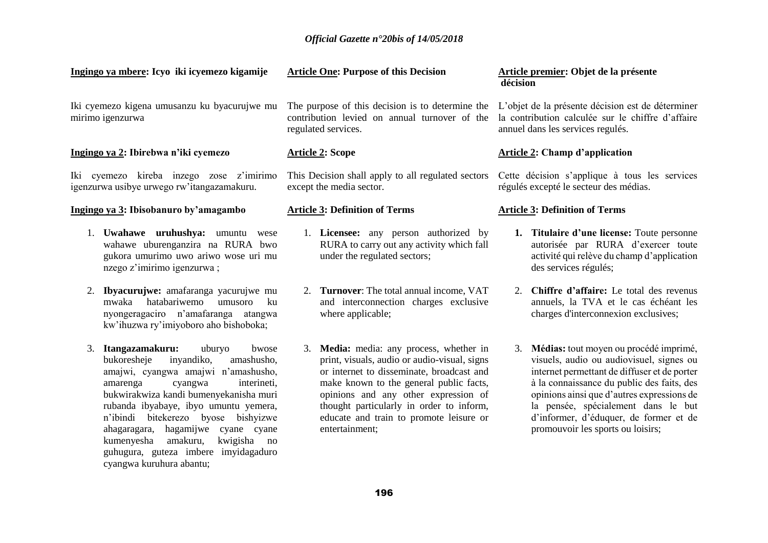**Ingingo ya mbere: Icyo iki icyemezo kigamije**

Iki cyemezo kigena umusanzu ku byacurujwe mu mirimo igenzurwa

**Ingingo ya 2: Ibirebwa n'iki cyemezo**

Iki cyemezo kireba inzego zose z'imirimo igenzurwa usibye urwego rw'itangazamakuru.

**Ingingo ya 3: Ibisobanuro by'amagambo**

1. **Uwahawe uruhushya:** umuntu wese wahawe uburenganzira na RURA bwo gukora umurimo uwo ariwo wose uri mu nzego z'imirimo igenzurwa ;
2. **Ibyacurujwe:** amafaranga yacurujwe mu mwaka hatabariwemo umusoro ku nyongeragaciro n'amafaranga atangwa kw'ihuzwa ry'imiyoboro aho bishoboka;
3. **Itangazamakuru:** uburyo bwose bukoresheje inyandiko, amashusho, amajwi, cyangwa amajwi n'amashusho, amarenga cyangwa interineti, bukwirakwiza kandi bumenyekanisha muri rubanda ibyabaye, ibyo umuntu yemera, n'ibindi bitekerezo byose bishyizwe ahagaragara, hagamijwe cyane cyane kumenyesha amakuru, kwigisha no guhugura, guteza imbere imyidagaduro cyangwa kuruhura abantu;

**Article One: Purpose of this Decision**

The purpose of this decision is to determine the contribution levied on annual turnover of the regulated services.

**Article 2: Scope**

This Decision shall apply to all regulated sectors except the media sector.

**Article 3: Definition of Terms**

1. **Licensee:** any person authorized by RURA to carry out any activity which fall under the regulated sectors;
2. **Turnover**: The total annual income, VAT and interconnection charges exclusive where applicable;
3. **Media:** media: any process, whether in print, visuals, audio or audio-visual, signs or internet to disseminate, broadcast and make known to the general public facts, opinions and any other expression of thought particularly in order to inform, educate and train to promote leisure or entertainment;

**Article premier: Objet de la présente décision**

L'objet de la présente décision est de déterminer la contribution calculée sur le chiffre d'affaire annuel dans les services regulés.

**Article 2: Champ d'application**

Cette décision s'applique à tous les services régulés excepté le secteur des médias.

**Article 3: Definition of Terms**

1. **Titulaire d'une license:** Toute personne autorisée par RURA d'exercer toute activité qui relève du champ d'application des services régulés;
2. **Chiffre d'affaire:** Le total des revenus annuels, la TVA et le cas échéant les charges d'interconnexion exclusives;
3. **Médias:** tout moyen ou procédé imprimé, visuels, audio ou audiovisuel, signes ou internet permettant de diffuser et de porter à la connaissance du public des faits, des opinions ainsi que d'autres expressions de la pensée, spécialement dans le but d'informer, d'éduquer, de former et de promouvoir les sports ou loisirs;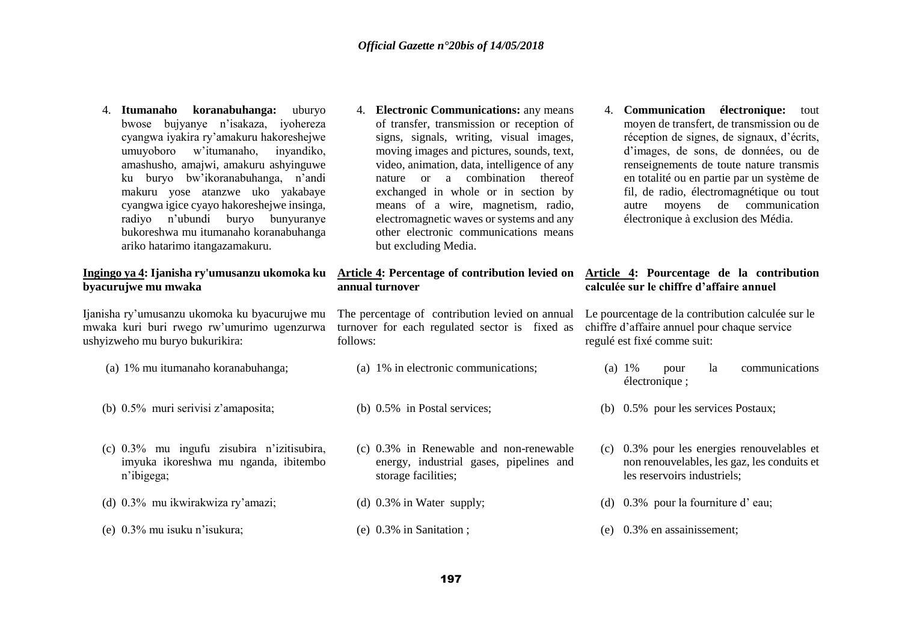4. **Itumanaho koranabuhanga:** uburyo bwose bujyanye n'isakaza, iyohereza cyangwa iyakira ry'amakuru hakoreshejwe umuyoboro w'itumanaho, inyandiko, amashusho, amajwi, amakuru ashyinguwe ku buryo bw'ikoranabuhanga, n'andi makuru yose atanzwe uko yakabaye cyangwa igice cyayo hakoreshejwe insinga, radiyo n'ubundi buryo bunyuranye bukoreshwa mu itumanaho koranabuhanga ariko hatarimo itangazamakuru.

**Ingingo ya 4: Ijanisha ry'umusanzu ukomoka ku byacurujwe mu mwaka**

Ijanisha ry'umusanzu ukomoka ku byacurujwe mu mwaka kuri buri rwego rw'umurimo ugenzurwa ushyizweho mu buryo bukurikira:

(a) 1% mu itumanaho koranabuhanga;

(b) 0.5% muri serivisi z'amaposita;

(c) 0.3% mu ingufu zisubira n'izitisubira, imyuka ikoreshwa mu nganda, ibitembo n'ibigega;

(d) 0.3% mu ikwirakwiza ry'amazi;

(e) 0.3% mu isuku n'isukura;

4. **Electronic Communications:** any means of transfer, transmission or reception of signs, signals, writing, visual images, moving images and pictures, sounds, text, video, animation, data, intelligence of any nature or a combination thereof exchanged in whole or in section by means of a wire, magnetism, radio, electromagnetic waves or systems and any other electronic communications means but excluding Media.

**Article 4: Percentage of contribution levied on annual turnover**

The percentage of contribution levied on annual turnover for each regulated sector is fixed as follows:

(a) 1% in electronic communications;

(b) 0.5% in Postal services;

(c) 0.3% in Renewable and non-renewable energy, industrial gases, pipelines and storage facilities;

(d) 0.3% in Water supply;

(e) 0.3% in Sanitation ;

4. **Communication électronique:** tout moyen de transfert, de transmission ou de réception de signes, de signaux, d'écrits, d'images, de sons, de données, ou de renseignements de toute nature transmis en totalité ou en partie par un système de fil, de radio, électromagnétique ou tout autre moyens de communication électronique à exclusion des Média.

**Article 4: Pourcentage de la contribution calculée sur le chiffre d'affaire annuel**

Le pourcentage de la contribution calculée sur le chiffre d'affaire annuel pour chaque service regulé est fixé comme suit:

(a) 1% pour la communications électronique ;

(b) 0.5% pour les services Postaux;

(c) 0.3% pour les energies renouvelables et non renouvelables, les gaz, les conduits et les reservoirs industriels;

(d) 0.3% pour la fourniture d' eau;

(e) 0.3% en assainissement;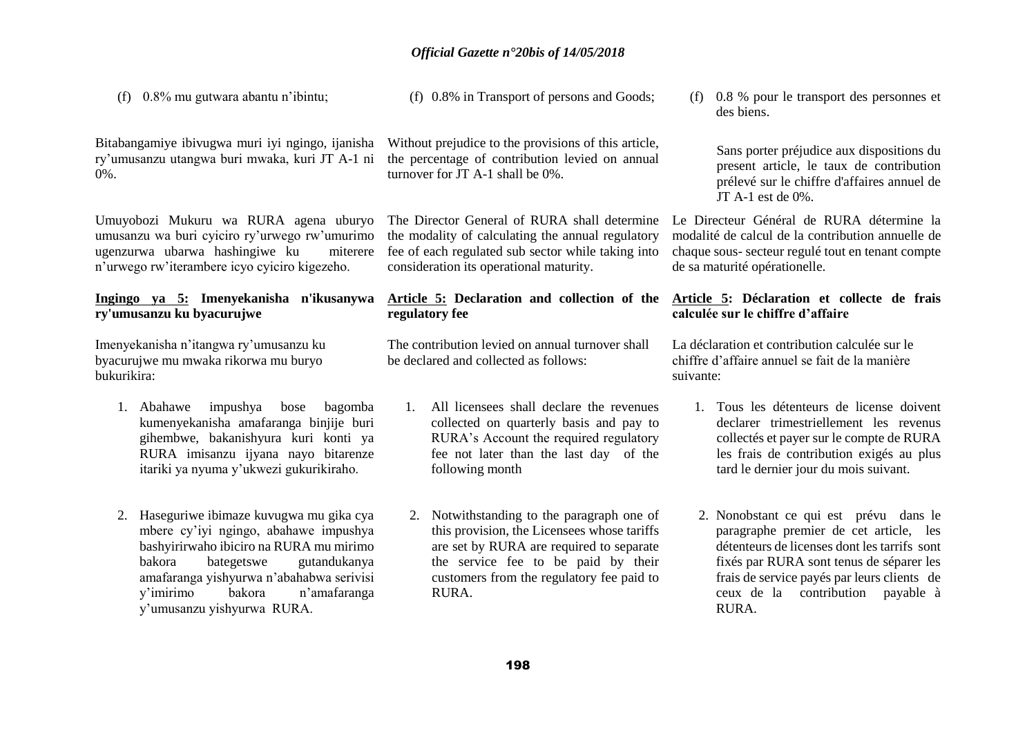(f) 0.8% mu gutwara abantu n'ibintu;

Bitabangamiye ibivugwa muri iyi ngingo, ijanisha ry'umusanzu utangwa buri mwaka, kuri JT A-1 ni 0%.

Umuyobozi Mukuru wa RURA agena uburyo umusanzu wa buri cyiciro ry'urwego rw'umurimo ugenzurwa ubarwa hashingiwe ku miterere n'urwego rw'iterambere icyo cyiciro kigezeho.

**Ingingo ya 5: Imenyekanisha n'ikusanywa ry'umusanzu ku byacurujwe**

Imenyekanisha n'itangwa ry'umusanzu ku byacurujwe mu mwaka rikorwa mu buryo bukurikira:

1. Abahawe impushya bose bagomba kumenyekanisha amafaranga binjije buri gihembwe, bakanishyura kuri konti ya RURA imisanzu ijyana nayo bitarenze itariki ya nyuma y'ukwezi gukurikiraho.

2. Haseguriwe ibimaze kuvugwa mu gika cya mbere cy'iyi ngingo, abahawe impushya bashyiriwaho ibiciro na RURA mu mirimo bakora bategetswe gutandukanya amafaranga yishyurwa n'abahabwa serivisi y'imirimo bakora n'amafaranga y'umusanzu yishyurwa RURA.

(f) 0.8% in Transport of persons and Goods;

Without prejudice to the provisions of this article, the percentage of contribution levied on annual turnover for JT A-1 shall be 0%.

The Director General of RURA shall determine the modality of calculating the annual regulatory fee of each regulated sub sector while taking into consideration its operational maturity.

**Article 5: Declaration and collection of the regulatory fee**

The contribution levied on annual turnover shall be declared and collected as follows:

1. All licensees shall declare the revenues collected on quarterly basis and pay to RURA's Account the required regulatory fee not later than the last day of the following month

2. Notwithstanding to the paragraph one of this provision, the Licensees whose tariffs are set by RURA are required to separate the service fee to be paid by their customers from the regulatory fee paid to RURA.

(f) 0.8 % pour le transport des personnes et des biens.

Sans porter préjudice aux dispositions du present article, le taux de contribution prélevé sur le chiffre d'affaires annuel de JT A-1 est de 0%.

Le Directeur Général de RURA détermine la modalité de calcul de la contribution annuelle de chaque sous- secteur regulé tout en tenant compte de sa maturité opérationelle.

**Article 5: Déclaration et collecte de frais calculée sur le chiffre d'affaire**

La déclaration et contribution calculée sur le chiffre d'affaire annuel se fait de la manière suivante:

1. Tous les détenteurs de license doivent declarer trimestriellement les revenus collectés et payer sur le compte de RURA les frais de contribution exigés au plus tard le dernier jour du mois suivant.

2. Nonobstant ce qui est prévu dans le paragraphe premier de cet article, les détenteurs de licenses dont les tarrifs sont fixés par RURA sont tenus de séparer les frais de service payés par leurs clients de ceux de la contribution payable à RURA.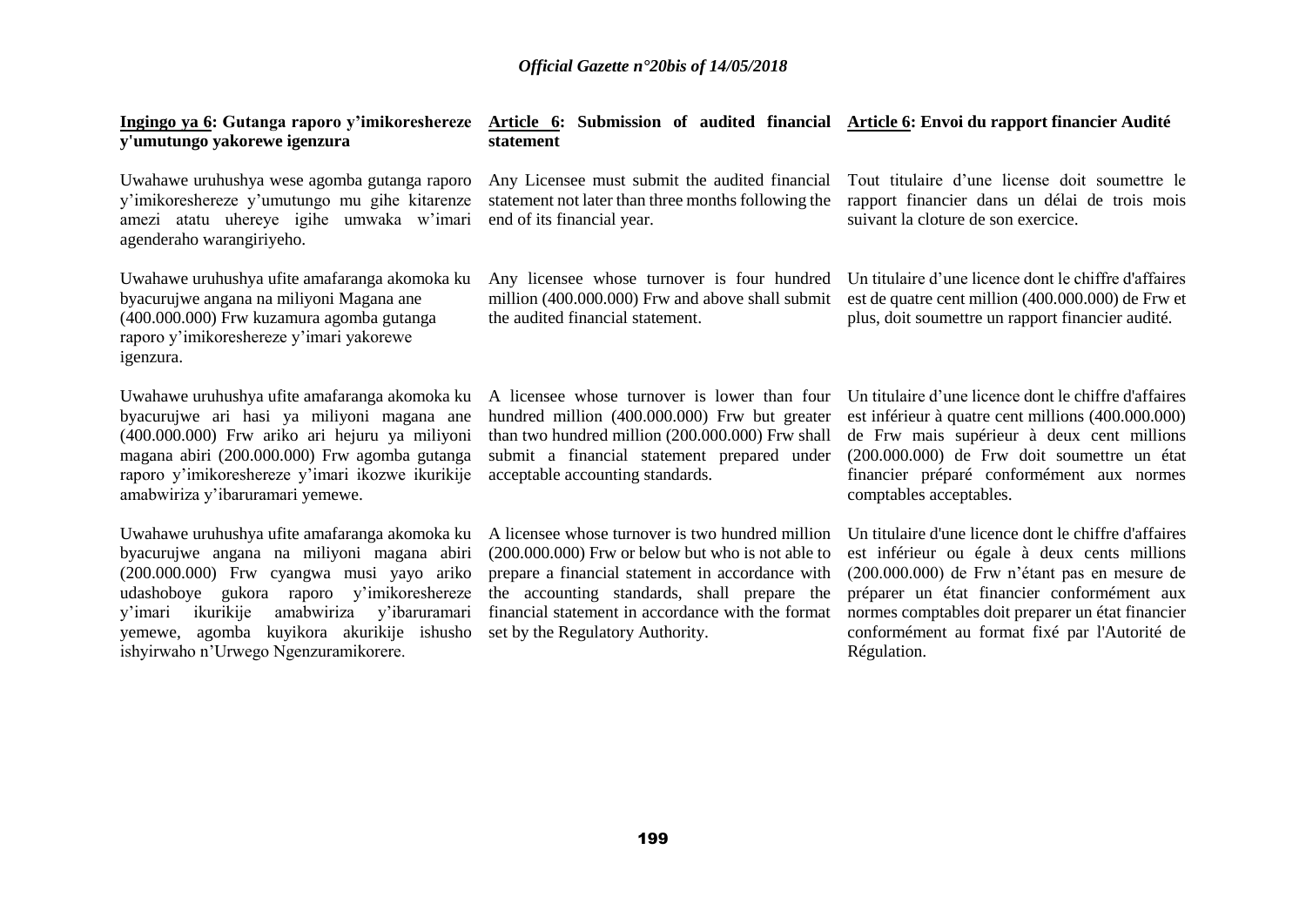**Ingingo ya 6: Gutanga raporo y'imikoreshereze y'umutungo yakorewe igenzura**

Uwahawe uruhushya wese agomba gutanga raporo y'imikoreshereze y'umutungo mu gihe kitarenze amezi atatu uhereye igihe umwaka w'imari agenderaho warangiriyeho.

Uwahawe uruhushya ufite amafaranga akomoka ku byacurujwe angana na miliyoni Magana ane (400.000.000) Frw kuzamura agomba gutanga raporo y'imikoreshereze y'imari yakorewe igenzura.

Uwahawe uruhushya ufite amafaranga akomoka ku byacurujwe ari hasi ya miliyoni magana ane (400.000.000) Frw ariko ari hejuru ya miliyoni magana abiri (200.000.000) Frw agomba gutanga raporo y'imikoreshereze y'imari ikozwe ikurikije amabwiriza y'ibaruramari yemewe.

Uwahawe uruhushya ufite amafaranga akomoka ku byacurujwe angana na miliyoni magana abiri (200.000.000) Frw cyangwa musi yayo ariko udashoboye gukora raporo y'imikoreshereze y'imari ikurikije amabwiriza y'ibaruramari yemewe, agomba kuyikora akurikije ishusho ishyirwaho n'Urwego Ngenzuramikorere.

**Article 6: Submission of audited financial statement**

Any Licensee must submit the audited financial statement not later than three months following the end of its financial year.

Any licensee whose turnover is four hundred million (400.000.000) Frw and above shall submit the audited financial statement.

A licensee whose turnover is lower than four hundred million (400.000.000) Frw but greater than two hundred million (200.000.000) Frw shall submit a financial statement prepared under acceptable accounting standards.

A licensee whose turnover is two hundred million (200.000.000) Frw or below but who is not able to prepare a financial statement in accordance with the accounting standards, shall prepare the financial statement in accordance with the format set by the Regulatory Authority.

**Article 6: Envoi du rapport financier Audité**

Tout titulaire d'une license doit soumettre le rapport financier dans un délai de trois mois suivant la cloture de son exercice.

Un titulaire d'une licence dont le chiffre d'affaires est de quatre cent million (400.000.000) de Frw et plus, doit soumettre un rapport financier audité.

Un titulaire d'une licence dont le chiffre d'affaires est inférieur à quatre cent millions (400.000.000) de Frw mais supérieur à deux cent millions (200.000.000) de Frw doit soumettre un état financier préparé conformément aux normes comptables acceptables.

Un titulaire d'une licence dont le chiffre d'affaires est inférieur ou égale à deux cents millions (200.000.000) de Frw n'étant pas en mesure de préparer un état financier conformément aux normes comptables doit preparer un état financier conformément au format fixé par l'Autorité de Régulation.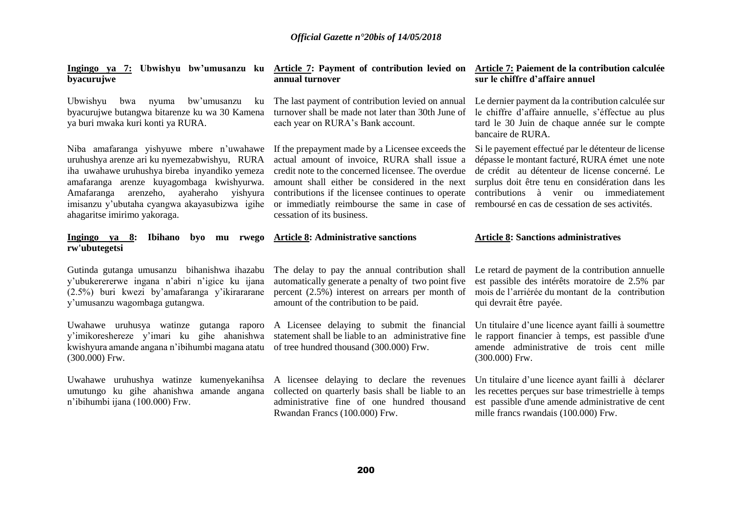**Ingingo ya 7: Ubwishyu bw'umusanzu ku byacurujwe**

Ubwishyu bwa nyuma bw'umusanzu ku byacurujwe butangwa bitarenze ku wa 30 Kamena ya buri mwaka kuri konti ya RURA.

Niba amafaranga yishyuwe mbere n'uwahawe uruhushya arenze ari ku nyemezabwishyu, RURA iha uwahawe uruhushya bireba inyandiko yemeza amafaranga arenze kuyagombaga kwishyurwa. Amafaranga arenzeho, ayaheraho yishyura imisanzu y'ubutaha cyangwa akayasubizwa igihe ahagaritse imirimo yakoraga.

**Ingingo ya 8: Ibihano byo mu rwego rw'ubutegetsi**

Gutinda gutanga umusanzu bihanishwa ihazabu y'ubukererwe ingana n'abiri n'igice ku ijana (2.5%) buri kwezi by'amafaranga y'ikirarane y'umusanzu wagombaga gutangwa.

Uwahawe uruhusya watinze gutanga raporo y'imikoreshereze y'imari ku gihe ahanishwa kwishyura amande angana n'ibihumbi magana atatu (300.000) Frw.

Uwahawe uruhushya watinze kumenyekanihsa umutungo ku gihe ahanishwa amande angana n'ibihumbi ijana (100.000) Frw.

**Article 7: Payment of contribution levied on annual turnover**

The last payment of contribution levied on annual turnover shall be made not later than 30th June of each year on RURA's Bank account.

If the prepayment made by a Licensee exceeds the actual amount of invoice, RURA shall issue a credit note to the concerned licensee. The overdue amount shall either be considered in the next contributions if the licensee continues to operate or immediatly reimbourse the same in case of cessation of its business.

**Article 8: Administrative sanctions**

The delay to pay the annual contribution shall automatically generate a penalty of two point five percent (2.5%) interest on arrears per month of amount of the contribution to be paid.

A Licensee delaying to submit the financial statement shall be liable to an administrative fine of tree hundred thousand (300.000) Frw.

A licensee delaying to declare the revenues collected on quarterly basis shall be liable to an administrative fine of one hundred thousand Rwandan Francs (100.000) Frw.

**Article 7: Paiement de la contribution calculée sur le chiffre d'affaire annuel**

Le dernier payment da la contribution calculée sur le chiffre d'affaire annuelle, s'éffectue au plus tard le 30 Juin de chaque année sur le compte bancaire de RURA.

Si le payement effectué par le détenteur de license dépasse le montant facturé, RURA émet une note de crédit au détenteur de license concerné. Le surplus doit être tenu en considération dans les contributions à venir ou immediatement remboursé en cas de cessation de ses activités.

**Article 8: Sanctions administratives**

Le retard de payment de la contribution annuelle est passible des intérêts moratoire de 2.5% par mois de l'arriérée du montant de la contribution qui devrait être payée.

Un titulaire d'une licence ayant failli à soumettre le rapport financier à temps, est passible d'une amende administrative de trois cent mille (300.000) Frw.

Un titulaire d'une licence ayant failli à déclarer les recettes perçues sur base trimestrielle à temps est passible d'une amende administrative de cent mille francs rwandais (100.000) Frw.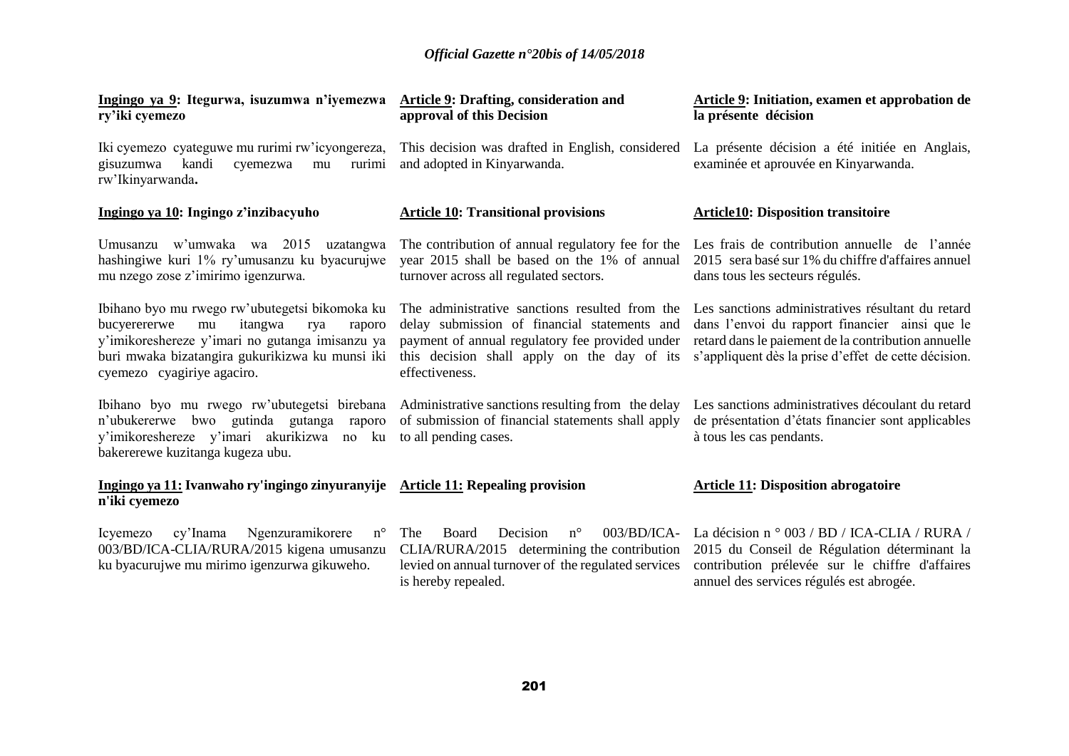**Ingingo ya 9: Itegurwa, isuzumwa n'iyemezwa ry'iki cyemezo**

Iki cyemezo cyateguwe mu rurimi rw'icyongereza, gisuzumwa kandi cyemezwa mu rurimi rw'Ikinyarwanda**.**

**Ingingo ya 10: Ingingo z'inzibacyuho**

Umusanzu w'umwaka wa 2015 uzatangwa hashingiwe kuri 1% ry'umusanzu ku byacurujwe mu nzego zose z'imirimo igenzurwa.

Ibihano byo mu rwego rw'ubutegetsi bikomoka ku bucyerererwe mu itangwa rya raporo y'imikoreshereze y'imari no gutanga imisanzu ya buri mwaka bizatangira gukurikizwa ku munsi iki cyemezo cyagiriye agaciro.

Ibihano byo mu rwego rw'ubutegetsi birebana n'ubukererwe bwo gutinda gutanga raporo y'imikoreshereze y'imari akurikizwa no ku bakererewe kuzitanga kugeza ubu.

**Ingingo ya 11: Ivanwaho ry'ingingo zinyuranyije n'iki cyemezo**

Icyemezo cy'Inama Ngenzuramikorere n° 003/BD/ICA-CLIA/RURA/2015 kigena umusanzu ku byacurujwe mu mirimo igenzurwa gikuweho.

**Article 9: Drafting, consideration and approval of this Decision**

This decision was drafted in English, considered and adopted in Kinyarwanda.

**Article 10: Transitional provisions**

The contribution of annual regulatory fee for the year 2015 shall be based on the 1% of annual turnover across all regulated sectors.

The administrative sanctions resulted from the delay submission of financial statements and payment of annual regulatory fee provided under this decision shall apply on the day of its effectiveness.

Administrative sanctions resulting from the delay of submission of financial statements shall apply to all pending cases.

**Article 11: Repealing provision**

The Board Decision n° 003/BD/ICA-CLIA/RURA/2015 determining the contribution levied on annual turnover of the regulated services is hereby repealed.

**Article 9: Initiation, examen et approbation de la présente décision**

La présente décision a été initiée en Anglais, examinée et aprouvée en Kinyarwanda.

**Article10: Disposition transitoire**

Les frais de contribution annuelle de l'année 2015 sera basé sur 1% du chiffre d'affaires annuel dans tous les secteurs régulés.

Les sanctions administratives résultant du retard dans l'envoi du rapport financier ainsi que le retard dans le paiement de la contribution annuelle s'appliquent dès la prise d'effet de cette décision.

Les sanctions administratives découlant du retard de présentation d'états financier sont applicables à tous les cas pendants.

**Article 11: Disposition abrogatoire**

La décision n ° 003 / BD / ICA-CLIA / RURA / 2015 du Conseil de Régulation déterminant la contribution prélevée sur le chiffre d'affaires annuel des services régulés est abrogée.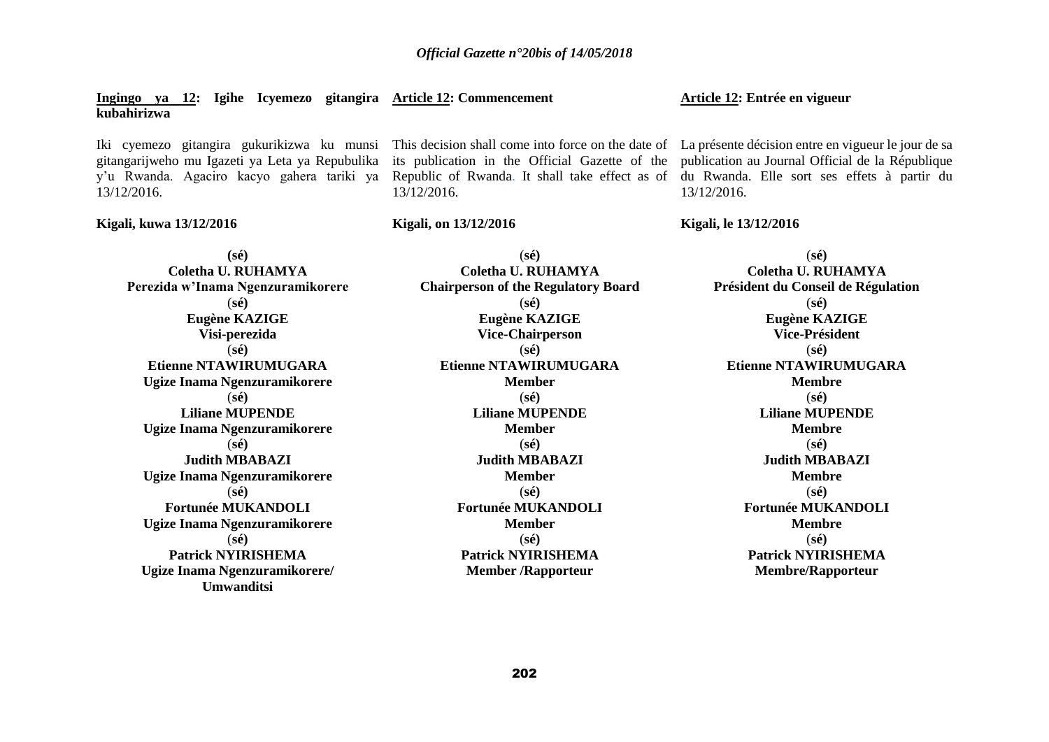**Ingingo ya 12: Igihe Icyemezo gitangira kubahirizwa**

Iki cyemezo gitangira gukurikizwa ku munsi gitangarijweho mu Igazeti ya Leta ya Repubulika y'u Rwanda. Agaciro kacyo gahera tariki ya 13/12/2016.

**Kigali, kuwa 13/12/2016**

**(sé)**
**Coletha U. RUHAMYA**
**Perezida w'Inama Ngenzuramikorere**

**(sé)**
**Eugène KAZIGE**
**Visi-perezida**

**(sé)**
**Etienne NTAWIRUMUGARA**
**Ugize Inama Ngenzuramikorere**

**(sé)**
**Liliane MUPENDE**
**Ugize Inama Ngenzuramikorere**

**(sé)**
**Judith MBABAZI**
**Ugize Inama Ngenzuramikorere**

**(sé)**
**Fortunée MUKANDOLI**
**Ugize Inama Ngenzuramikorere**

**(sé)**
**Patrick NYIRISHEMA**
**Ugize Inama Ngenzuramikorere/ Umwanditsi**

**Article 12: Commencement**

This decision shall come into force on the date of its publication in the Official Gazette of the Republic of Rwanda. It shall take effect as of 13/12/2016.

**Kigali, on 13/12/2016**

**(sé)**
**Coletha U. RUHAMYA**
**Chairperson of the Regulatory Board**

**(sé)**
**Eugène KAZIGE**
**Vice-Chairperson**

**(sé)**
**Etienne NTAWIRUMUGARA**
**Member**

**(sé)**
**Liliane MUPENDE**
**Member**

**(sé)**
**Judith MBABAZI**
**Member**

**(sé)**
**Fortunée MUKANDOLI**
**Member**

**(sé)**
**Patrick NYIRISHEMA**
**Member /Rapporteur**

**Article 12: Entrée en vigueur**

La présente décision entre en vigueur le jour de sa publication au Journal Official de la République du Rwanda. Elle sort ses effets à partir du 13/12/2016.

**Kigali, le 13/12/2016**

**(sé)**
**Coletha U. RUHAMYA**
**Président du Conseil de Régulation**

**(sé)**
**Eugène KAZIGE**
**Vice-Président**

**(sé)**
**Etienne NTAWIRUMUGARA**
**Membre**

**(sé)**
**Liliane MUPENDE**
**Membre**

**(sé)**
**Judith MBABAZI**
**Membre**

**(sé)**
**Fortunée MUKANDOLI**
**Membre**

**(sé)**
**Patrick NYIRISHEMA**
**Membre/Rapporteur**